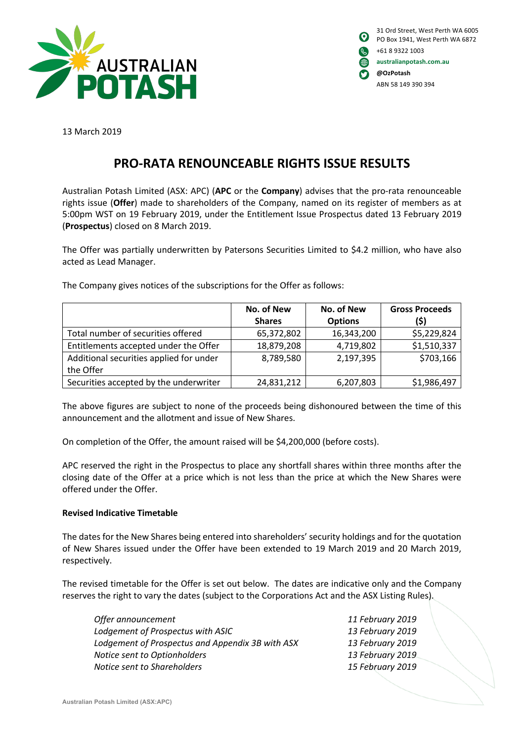31 Ord Street, West Perth WA 6005
PO Box 1941, West Perth WA 6872
+61 8 9322 1003
australianpotash.com.au
@OzPotash
ABN 58 149 390 394

13 March 2019

# PRO-RATA RENOUNCEABLE RIGHTS ISSUE RESULTS

Australian Potash Limited (ASX: APC) (**APC** or the **Company**) advises that the pro-rata renounceable rights issue (**Offer**) made to shareholders of the Company, named on its register of members as at 5:00pm WST on 19 February 2019, under the Entitlement Issue Prospectus dated 13 February 2019 (**Prospectus**) closed on 8 March 2019.

The Offer was partially underwritten by Patersons Securities Limited to $4.2 million, who have also acted as Lead Manager.

The Company gives notices of the subscriptions for the Offer as follows:

| | No. of New Shares | No. of New Options | Gross Proceeds ($) |
|---|---|---|---|
| Total number of securities offered | 65,372,802 | 16,343,200 | $5,229,824 |
| Entitlements accepted under the Offer | 18,879,208 | 4,719,802 | $1,510,337 |
| Additional securities applied for under the Offer | 8,789,580 | 2,197,395 | $703,166 |
| Securities accepted by the underwriter | 24,831,212 | 6,207,803 | $1,986,497 |

The above figures are subject to none of the proceeds being dishonoured between the time of this announcement and the allotment and issue of New Shares.

On completion of the Offer, the amount raised will be $4,200,000 (before costs).

APC reserved the right in the Prospectus to place any shortfall shares within three months after the closing date of the Offer at a price which is not less than the price at which the New Shares were offered under the Offer.

**Revised Indicative Timetable**

The dates for the New Shares being entered into shareholders' security holdings and for the quotation of New Shares issued under the Offer have been extended to 19 March 2019 and 20 March 2019, respectively.

The revised timetable for the Offer is set out below. The dates are indicative only and the Company reserves the right to vary the dates (subject to the Corporations Act and the ASX Listing Rules).

| | |
|---|---|
| *Offer announcement* | *11 February 2019* |
| *Lodgement of Prospectus with ASIC* | *13 February 2019* |
| *Lodgement of Prospectus and Appendix 3B with ASX* | *13 February 2019* |
| *Notice sent to Optionholders* | *13 February 2019* |
| *Notice sent to Shareholders* | *15 February 2019* |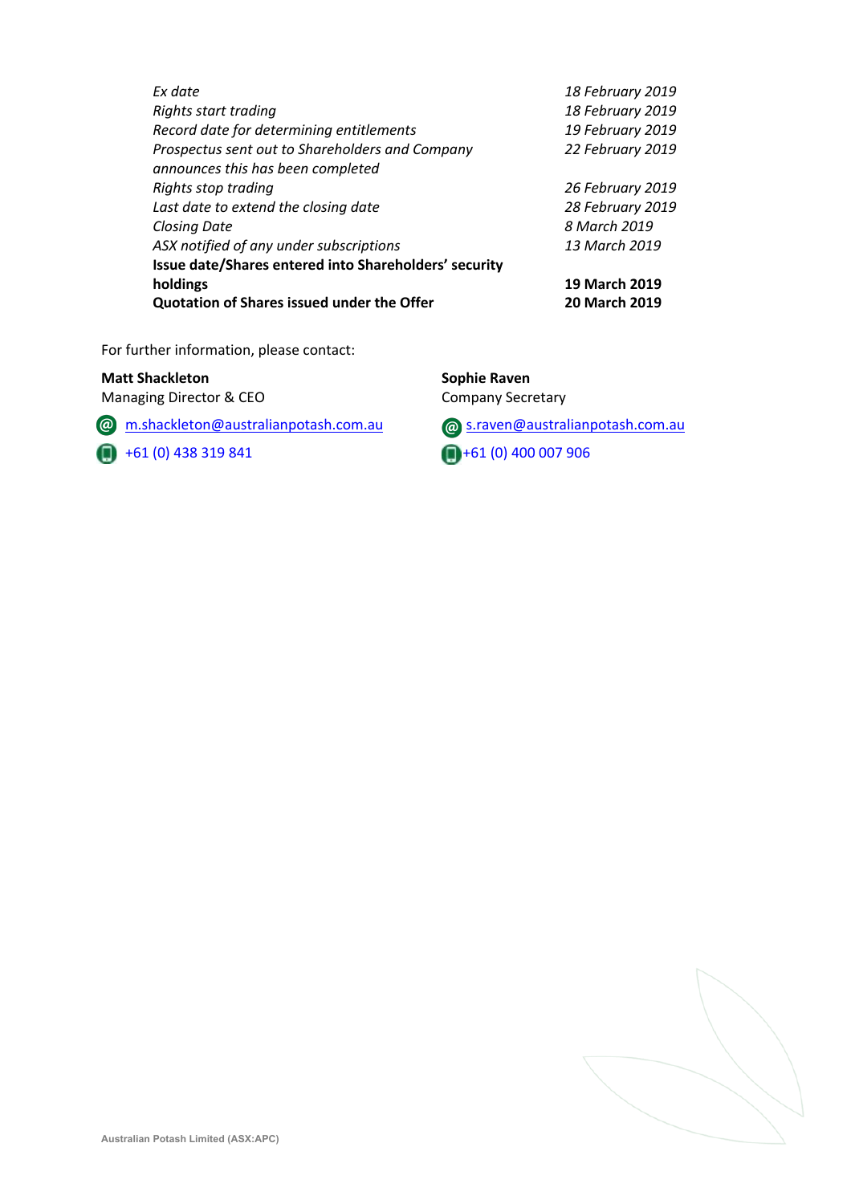| | |
|---|---|
| *Ex date* | *18 February 2019* |
| *Rights start trading* | *18 February 2019* |
| *Record date for determining entitlements* | *19 February 2019* |
| *Prospectus sent out to Shareholders and Company announces this has been completed* | *22 February 2019* |
| *Rights stop trading* | *26 February 2019* |
| *Last date to extend the closing date* | *28 February 2019* |
| *Closing Date* | *8 March 2019* |
| *ASX notified of any under subscriptions* | *13 March 2019* |
| **Issue date/Shares entered into Shareholders' security holdings** | **19 March 2019** |
| **Quotation of Shares issued under the Offer** | **20 March 2019** |

For further information, please contact:

**Matt Shackleton**
Managing Director & CEO
m.shackleton@australianpotash.com.au
+61 (0) 438 319 841

**Sophie Raven**
Company Secretary
s.raven@australianpotash.com.au
+61 (0) 400 007 906